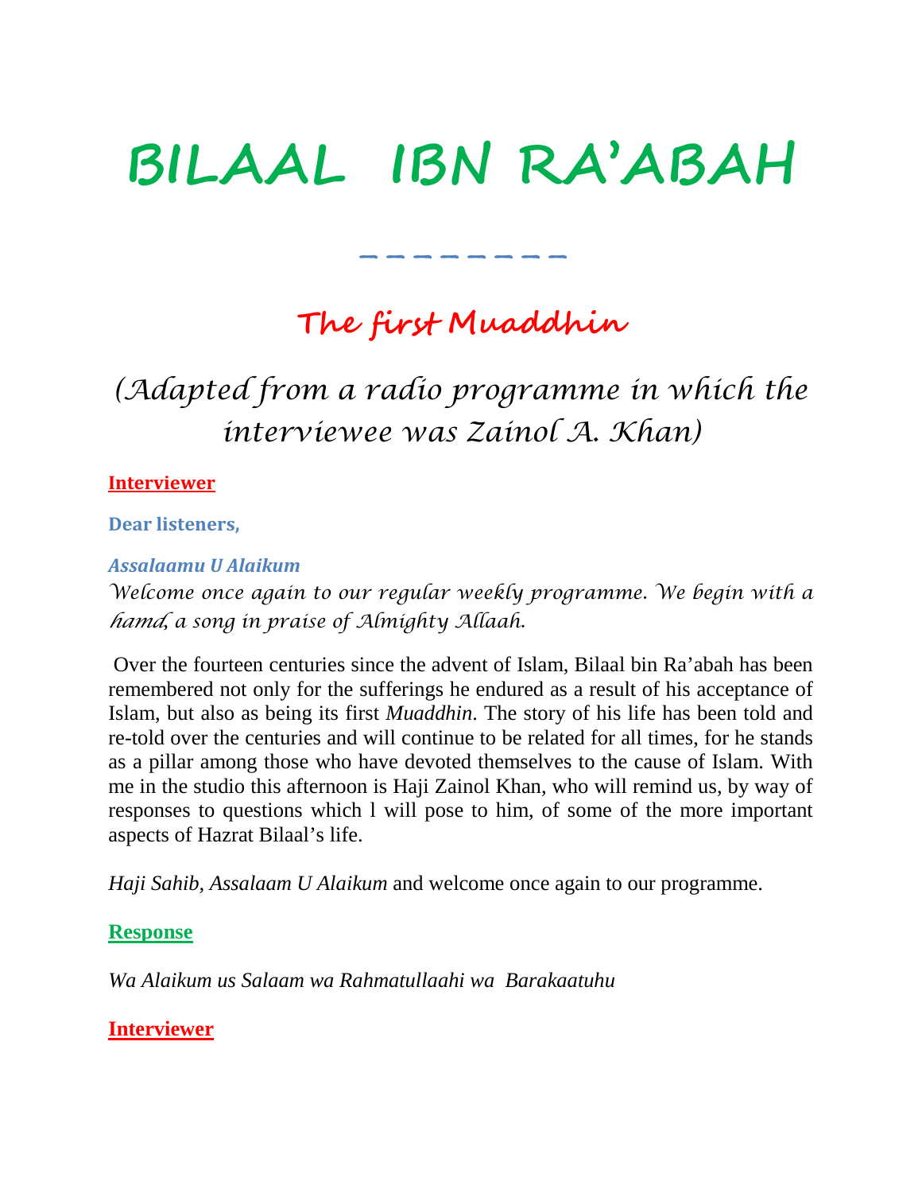# BILAAL IBN RA'ABAH

## The first Muaddhin

*(Adapted from a radio programme in which the interviewee was Zainol A. Khan)*

**Interviewer**

**Dear listeners,**

***Assalaamu U Alaikum***

*Welcome once again to our regular weekly programme. We begin with a hamd, a song in praise of Almighty Allaah.*

Over the fourteen centuries since the advent of Islam, Bilaal bin Ra'abah has been remembered not only for the sufferings he endured as a result of his acceptance of Islam, but also as being its first *Muaddhin*. The story of his life has been told and re-told over the centuries and will continue to be related for all times, for he stands as a pillar among those who have devoted themselves to the cause of Islam. With me in the studio this afternoon is Haji Zainol Khan, who will remind us, by way of responses to questions which l will pose to him, of some of the more important aspects of Hazrat Bilaal's life.

*Haji Sahib, Assalaam U Alaikum* and welcome once again to our programme.

**Response**

*Wa Alaikum us Salaam wa Rahmatullaahi wa Barakaatuhu*

**Interviewer**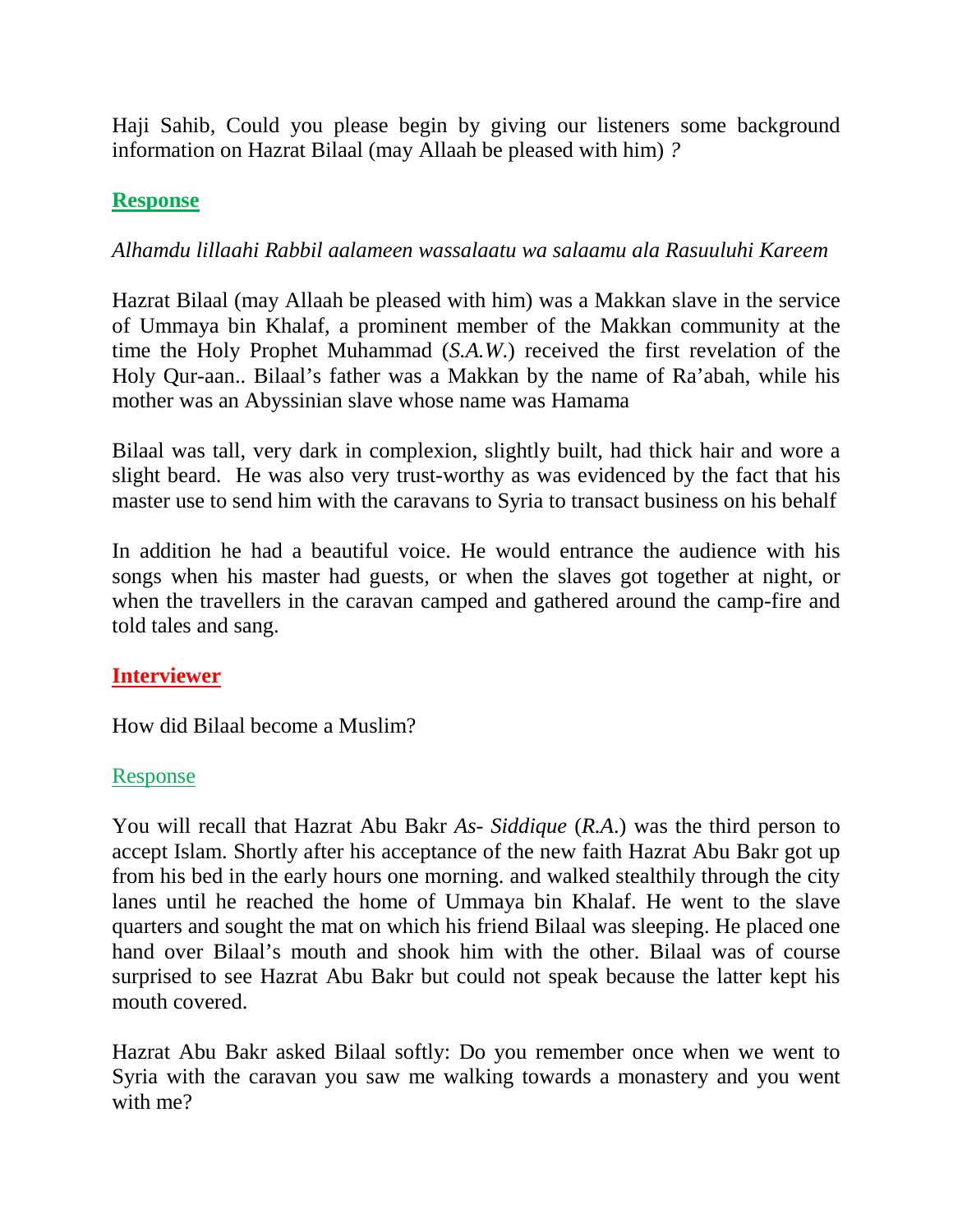Haji Sahib, Could you please begin by giving our listeners some background information on Hazrat Bilaal (may Allaah be pleased with him) *?*

**Response**

*Alhamdu lillaahi Rabbil aalameen wassalaatu wa salaamu ala Rasuuluhi Kareem*

Hazrat Bilaal (may Allaah be pleased with him) was a Makkan slave in the service of Ummaya bin Khalaf, a prominent member of the Makkan community at the time the Holy Prophet Muhammad (*S.A.W.*) received the first revelation of the Holy Qur-aan.. Bilaal's father was a Makkan by the name of Ra'abah, while his mother was an Abyssinian slave whose name was Hamama

Bilaal was tall, very dark in complexion, slightly built, had thick hair and wore a slight beard. He was also very trust-worthy as was evidenced by the fact that his master use to send him with the caravans to Syria to transact business on his behalf

In addition he had a beautiful voice. He would entrance the audience with his songs when his master had guests, or when the slaves got together at night, or when the travellers in the caravan camped and gathered around the camp-fire and told tales and sang.

**Interviewer**

How did Bilaal become a Muslim?

Response

You will recall that Hazrat Abu Bakr *As- Siddique* (*R.A.*) was the third person to accept Islam. Shortly after his acceptance of the new faith Hazrat Abu Bakr got up from his bed in the early hours one morning. and walked stealthily through the city lanes until he reached the home of Ummaya bin Khalaf. He went to the slave quarters and sought the mat on which his friend Bilaal was sleeping. He placed one hand over Bilaal's mouth and shook him with the other. Bilaal was of course surprised to see Hazrat Abu Bakr but could not speak because the latter kept his mouth covered.

Hazrat Abu Bakr asked Bilaal softly: Do you remember once when we went to Syria with the caravan you saw me walking towards a monastery and you went with me?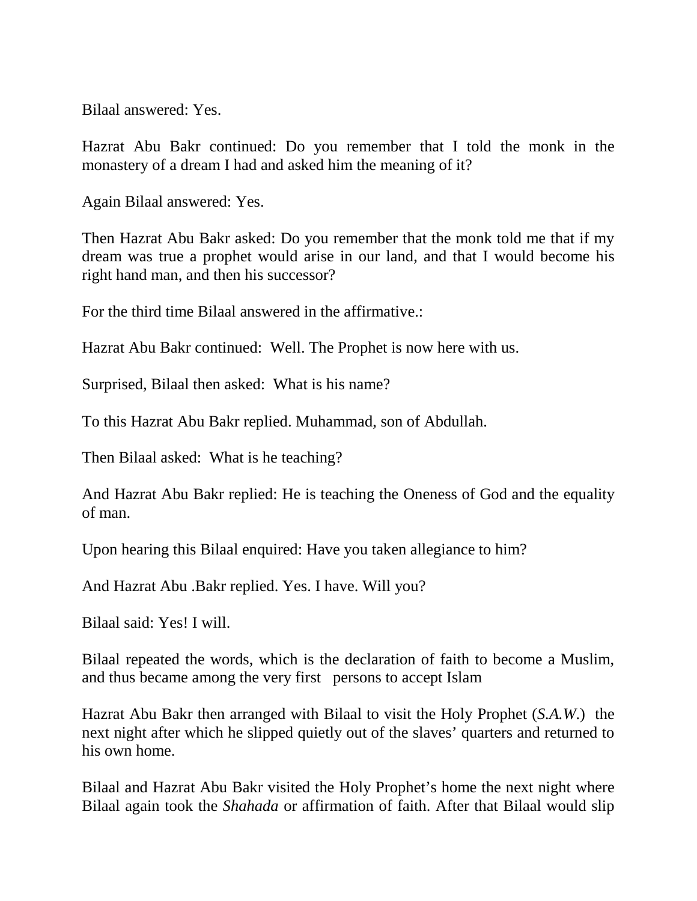Bilaal answered: Yes.

Hazrat Abu Bakr continued: Do you remember that I told the monk in the monastery of a dream I had and asked him the meaning of it?

Again Bilaal answered: Yes.

Then Hazrat Abu Bakr asked: Do you remember that the monk told me that if my dream was true a prophet would arise in our land, and that I would become his right hand man, and then his successor?

For the third time Bilaal answered in the affirmative.:

Hazrat Abu Bakr continued: Well. The Prophet is now here with us.

Surprised, Bilaal then asked: What is his name?

To this Hazrat Abu Bakr replied. Muhammad, son of Abdullah.

Then Bilaal asked: What is he teaching?

And Hazrat Abu Bakr replied: He is teaching the Oneness of God and the equality of man.

Upon hearing this Bilaal enquired: Have you taken allegiance to him?

And Hazrat Abu .Bakr replied. Yes. I have. Will you?

Bilaal said: Yes! I will.

Bilaal repeated the words, which is the declaration of faith to become a Muslim, and thus became among the very first persons to accept Islam

Hazrat Abu Bakr then arranged with Bilaal to visit the Holy Prophet (*S.A.W.*) the next night after which he slipped quietly out of the slaves' quarters and returned to his own home.

Bilaal and Hazrat Abu Bakr visited the Holy Prophet's home the next night where Bilaal again took the *Shahada* or affirmation of faith. After that Bilaal would slip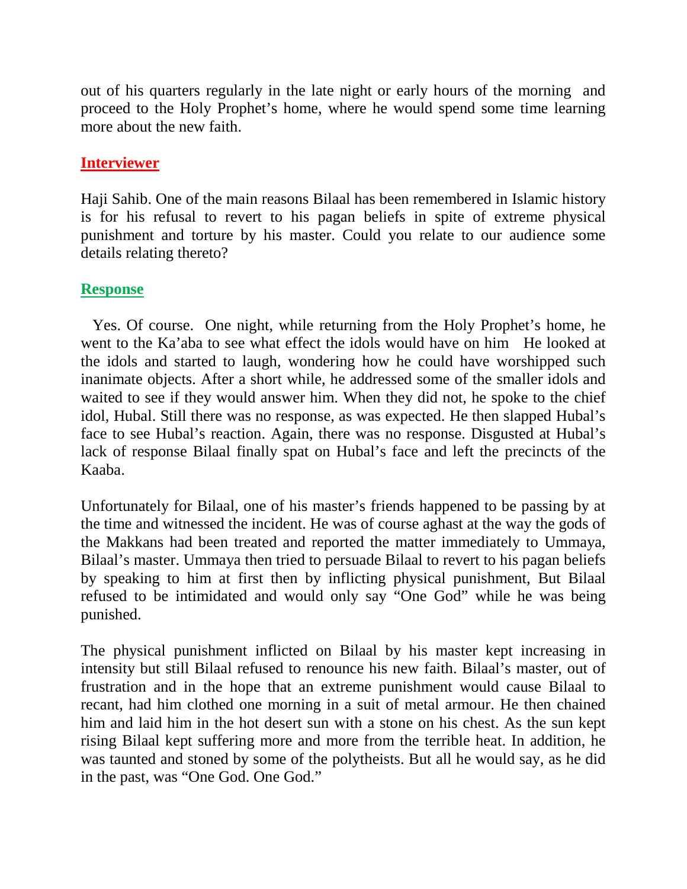out of his quarters regularly in the late night or early hours of the morning and proceed to the Holy Prophet's home, where he would spend some time learning more about the new faith.

**Interviewer**

Haji Sahib. One of the main reasons Bilaal has been remembered in Islamic history is for his refusal to revert to his pagan beliefs in spite of extreme physical punishment and torture by his master. Could you relate to our audience some details relating thereto?

**Response**

Yes. Of course. One night, while returning from the Holy Prophet's home, he went to the Ka'aba to see what effect the idols would have on him He looked at the idols and started to laugh, wondering how he could have worshipped such inanimate objects. After a short while, he addressed some of the smaller idols and waited to see if they would answer him. When they did not, he spoke to the chief idol, Hubal. Still there was no response, as was expected. He then slapped Hubal's face to see Hubal's reaction. Again, there was no response. Disgusted at Hubal's lack of response Bilaal finally spat on Hubal's face and left the precincts of the Kaaba.

Unfortunately for Bilaal, one of his master's friends happened to be passing by at the time and witnessed the incident. He was of course aghast at the way the gods of the Makkans had been treated and reported the matter immediately to Ummaya, Bilaal's master. Ummaya then tried to persuade Bilaal to revert to his pagan beliefs by speaking to him at first then by inflicting physical punishment, But Bilaal refused to be intimidated and would only say "One God" while he was being punished.

The physical punishment inflicted on Bilaal by his master kept increasing in intensity but still Bilaal refused to renounce his new faith. Bilaal's master, out of frustration and in the hope that an extreme punishment would cause Bilaal to recant, had him clothed one morning in a suit of metal armour. He then chained him and laid him in the hot desert sun with a stone on his chest. As the sun kept rising Bilaal kept suffering more and more from the terrible heat. In addition, he was taunted and stoned by some of the polytheists. But all he would say, as he did in the past, was "One God. One God."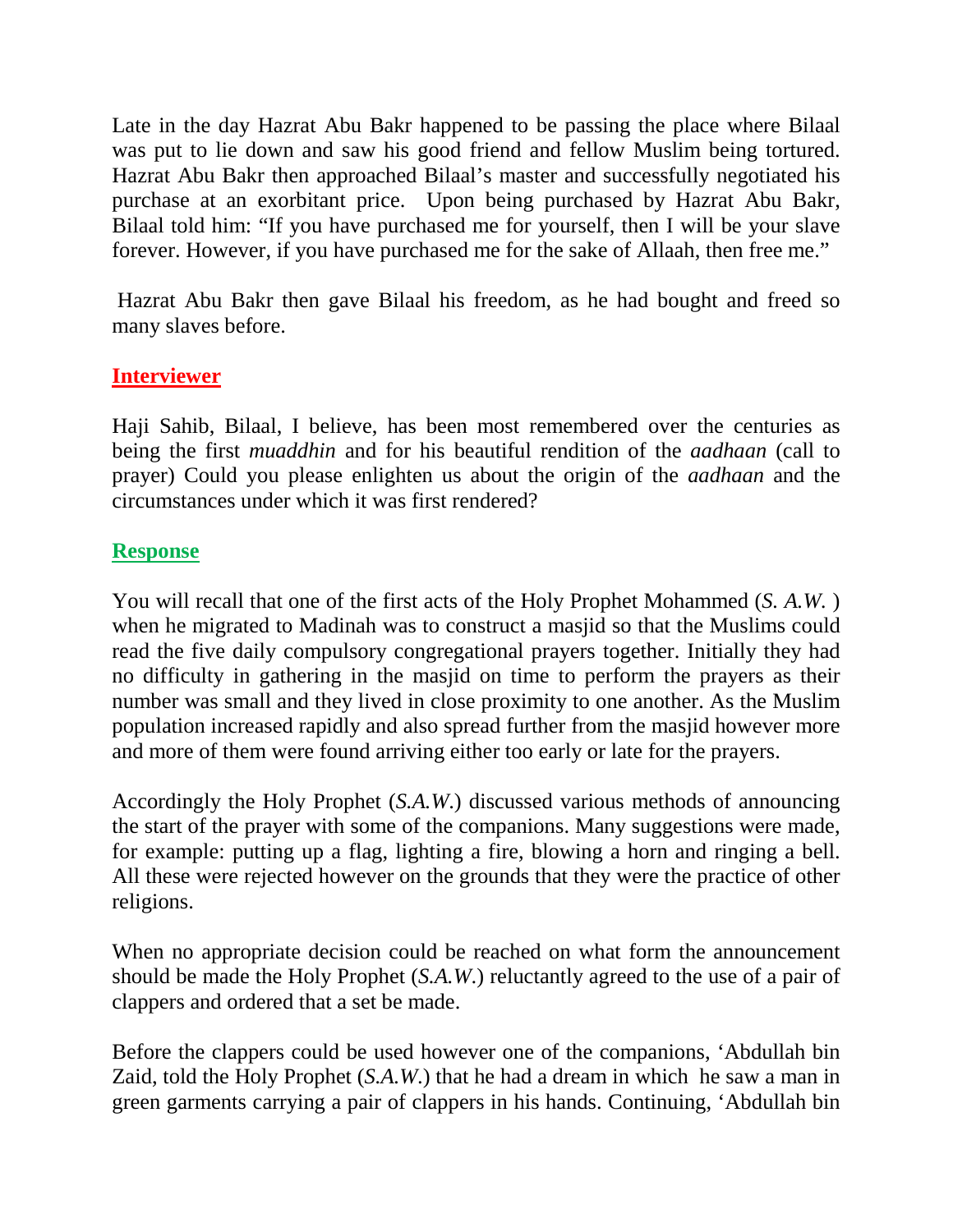Late in the day Hazrat Abu Bakr happened to be passing the place where Bilaal was put to lie down and saw his good friend and fellow Muslim being tortured. Hazrat Abu Bakr then approached Bilaal's master and successfully negotiated his purchase at an exorbitant price. Upon being purchased by Hazrat Abu Bakr, Bilaal told him: "If you have purchased me for yourself, then I will be your slave forever. However, if you have purchased me for the sake of Allaah, then free me."

Hazrat Abu Bakr then gave Bilaal his freedom, as he had bought and freed so many slaves before.

**Interviewer**

Haji Sahib, Bilaal, I believe, has been most remembered over the centuries as being the first *muaddhin* and for his beautiful rendition of the *aadhaan* (call to prayer) Could you please enlighten us about the origin of the *aadhaan* and the circumstances under which it was first rendered?

**Response**

You will recall that one of the first acts of the Holy Prophet Mohammed (*S. A.W.* ) when he migrated to Madinah was to construct a masjid so that the Muslims could read the five daily compulsory congregational prayers together. Initially they had no difficulty in gathering in the masjid on time to perform the prayers as their number was small and they lived in close proximity to one another. As the Muslim population increased rapidly and also spread further from the masjid however more and more of them were found arriving either too early or late for the prayers.

Accordingly the Holy Prophet (*S.A.W.*) discussed various methods of announcing the start of the prayer with some of the companions. Many suggestions were made, for example: putting up a flag, lighting a fire, blowing a horn and ringing a bell. All these were rejected however on the grounds that they were the practice of other religions.

When no appropriate decision could be reached on what form the announcement should be made the Holy Prophet (*S.A.W.*) reluctantly agreed to the use of a pair of clappers and ordered that a set be made.

Before the clappers could be used however one of the companions, 'Abdullah bin Zaid, told the Holy Prophet (*S.A.W.*) that he had a dream in which he saw a man in green garments carrying a pair of clappers in his hands. Continuing, 'Abdullah bin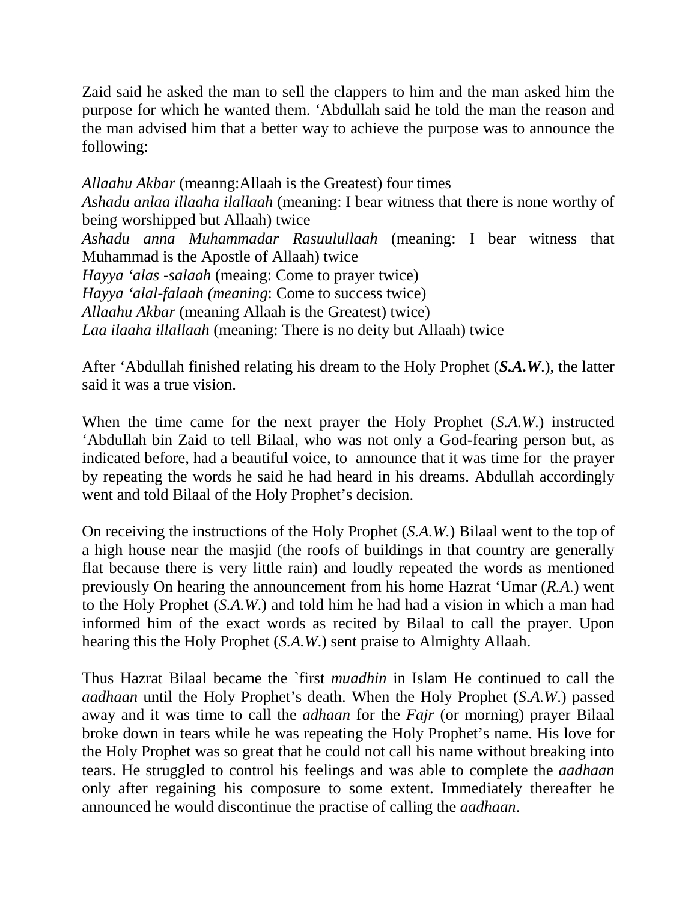Zaid said he asked the man to sell the clappers to him and the man asked him the purpose for which he wanted them. ‘Abdullah said he told the man the reason and the man advised him that a better way to achieve the purpose was to announce the following:

*Allaahu Akbar* (meanng:Allaah is the Greatest) four times
*Ashadu anlaa illaaha ilallaah* (meaning: I bear witness that there is none worthy of being worshipped but Allaah) twice
*Ashadu anna Muhammadar Rasuulullaah* (meaning: I bear witness that Muhammad is the Apostle of Allaah) twice
*Hayya ‘alas -salaah* (meaing: Come to prayer twice)
*Hayya ‘alal-falaah (meaning*: Come to success twice)
*Allaahu Akbar* (meaning Allaah is the Greatest) twice)
*Laa ilaaha illallaah* (meaning: There is no deity but Allaah) twice

After ‘Abdullah finished relating his dream to the Holy Prophet (***S.A.W***.), the latter said it was a true vision.

When the time came for the next prayer the Holy Prophet (*S.A.W*.) instructed ‘Abdullah bin Zaid to tell Bilaal, who was not only a God-fearing person but, as indicated before, had a beautiful voice, to announce that it was time for the prayer by repeating the words he said he had heard in his dreams. Abdullah accordingly went and told Bilaal of the Holy Prophet’s decision.

On receiving the instructions of the Holy Prophet (*S.A.W*.) Bilaal went to the top of a high house near the masjid (the roofs of buildings in that country are generally flat because there is very little rain) and loudly repeated the words as mentioned previously On hearing the announcement from his home Hazrat ‘Umar (*R.A*.) went to the Holy Prophet (*S.A.W*.) and told him he had had a vision in which a man had informed him of the exact words as recited by Bilaal to call the prayer. Upon hearing this the Holy Prophet (*S.A.W*.) sent praise to Almighty Allaah.

Thus Hazrat Bilaal became the `first *muadhin* in Islam He continued to call the *aadhaan* until the Holy Prophet’s death. When the Holy Prophet (*S.A.W*.) passed away and it was time to call the *adhaan* for the *Fajr* (or morning) prayer Bilaal broke down in tears while he was repeating the Holy Prophet’s name. His love for the Holy Prophet was so great that he could not call his name without breaking into tears. He struggled to control his feelings and was able to complete the *aadhaan* only after regaining his composure to some extent. Immediately thereafter he announced he would discontinue the practise of calling the *aadhaan*.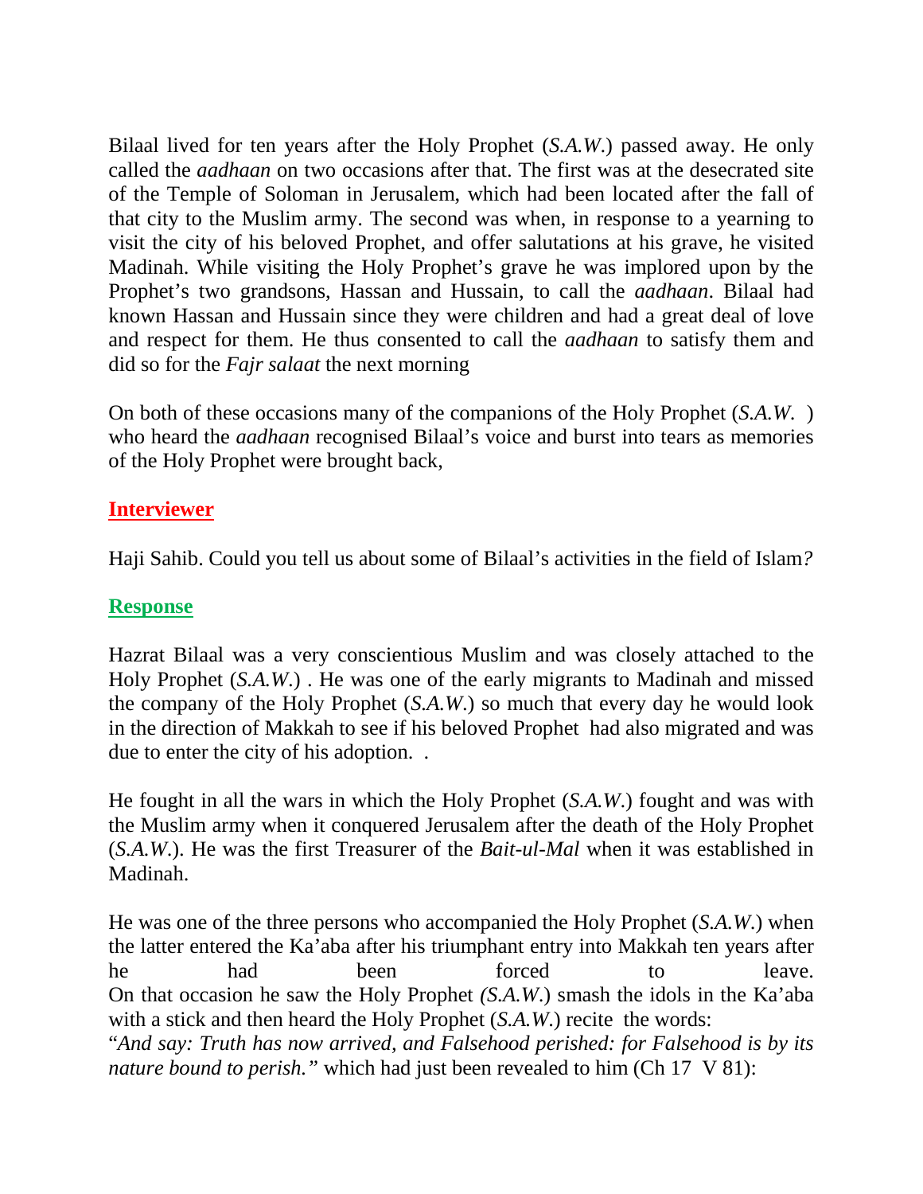Bilaal lived for ten years after the Holy Prophet (*S.A.W.*) passed away. He only called the *aadhaan* on two occasions after that. The first was at the desecrated site of the Temple of Soloman in Jerusalem, which had been located after the fall of that city to the Muslim army. The second was when, in response to a yearning to visit the city of his beloved Prophet, and offer salutations at his grave, he visited Madinah. While visiting the Holy Prophet's grave he was implored upon by the Prophet's two grandsons, Hassan and Hussain, to call the *aadhaan*. Bilaal had known Hassan and Hussain since they were children and had a great deal of love and respect for them. He thus consented to call the *aadhaan* to satisfy them and did so for the *Fajr salaat* the next morning

On both of these occasions many of the companions of the Holy Prophet (*S.A.W.* ) who heard the *aadhaan* recognised Bilaal's voice and burst into tears as memories of the Holy Prophet were brought back,

**Interviewer**

Haji Sahib. Could you tell us about some of Bilaal's activities in the field of Islam?

**Response**

Hazrat Bilaal was a very conscientious Muslim and was closely attached to the Holy Prophet (*S.A.W.*) . He was one of the early migrants to Madinah and missed the company of the Holy Prophet (*S.A.W.*) so much that every day he would look in the direction of Makkah to see if his beloved Prophet had also migrated and was due to enter the city of his adoption. .

He fought in all the wars in which the Holy Prophet (*S.A.W.*) fought and was with the Muslim army when it conquered Jerusalem after the death of the Holy Prophet (*S.A.W.*). He was the first Treasurer of the *Bait-ul-Mal* when it was established in Madinah.

He was one of the three persons who accompanied the Holy Prophet (*S.A.W.*) when the latter entered the Ka'aba after his triumphant entry into Makkah ten years after he had been forced to leave.
On that occasion he saw the Holy Prophet *(S.A.W.*) smash the idols in the Ka'aba with a stick and then heard the Holy Prophet (*S.A.W.*) recite the words:
"*And say: Truth has now arrived, and Falsehood perished: for Falsehood is by its nature bound to perish."* which had just been revealed to him (Ch 17 V 81):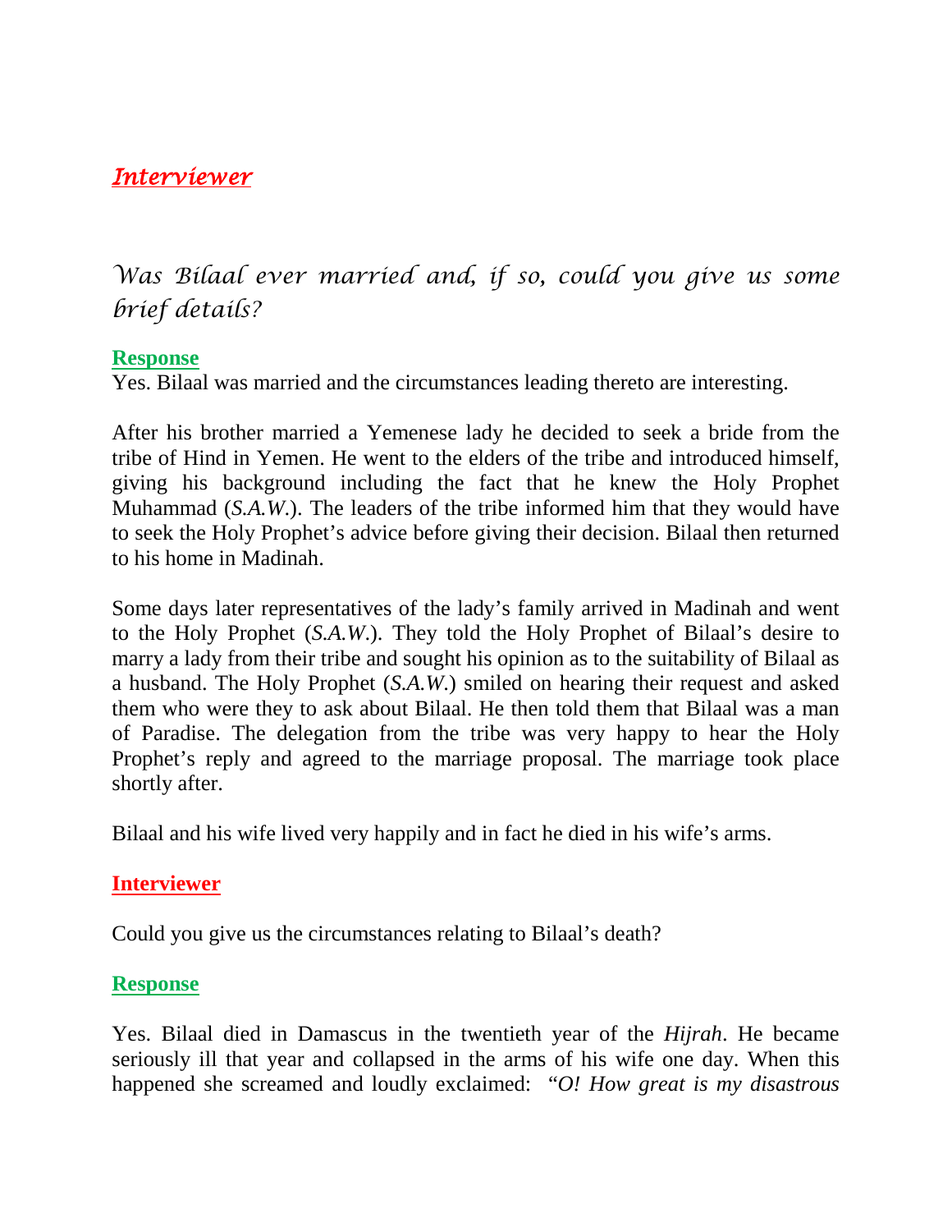***Interviewer***

*Was Bilaal ever married and, if so, could you give us some brief details?*

**Response**

Yes. Bilaal was married and the circumstances leading thereto are interesting.

After his brother married a Yemenese lady he decided to seek a bride from the tribe of Hind in Yemen. He went to the elders of the tribe and introduced himself, giving his background including the fact that he knew the Holy Prophet Muhammad (*S.A.W.*). The leaders of the tribe informed him that they would have to seek the Holy Prophet's advice before giving their decision. Bilaal then returned to his home in Madinah.

Some days later representatives of the lady's family arrived in Madinah and went to the Holy Prophet (*S.A.W.*). They told the Holy Prophet of Bilaal's desire to marry a lady from their tribe and sought his opinion as to the suitability of Bilaal as a husband. The Holy Prophet (*S.A.W.*) smiled on hearing their request and asked them who were they to ask about Bilaal. He then told them that Bilaal was a man of Paradise. The delegation from the tribe was very happy to hear the Holy Prophet's reply and agreed to the marriage proposal. The marriage took place shortly after.

Bilaal and his wife lived very happily and in fact he died in his wife's arms.

**Interviewer**

Could you give us the circumstances relating to Bilaal's death?

**Response**

Yes. Bilaal died in Damascus in the twentieth year of the *Hijrah*. He became seriously ill that year and collapsed in the arms of his wife one day. When this happened she screamed and loudly exclaimed: *"O! How great is my disastrous*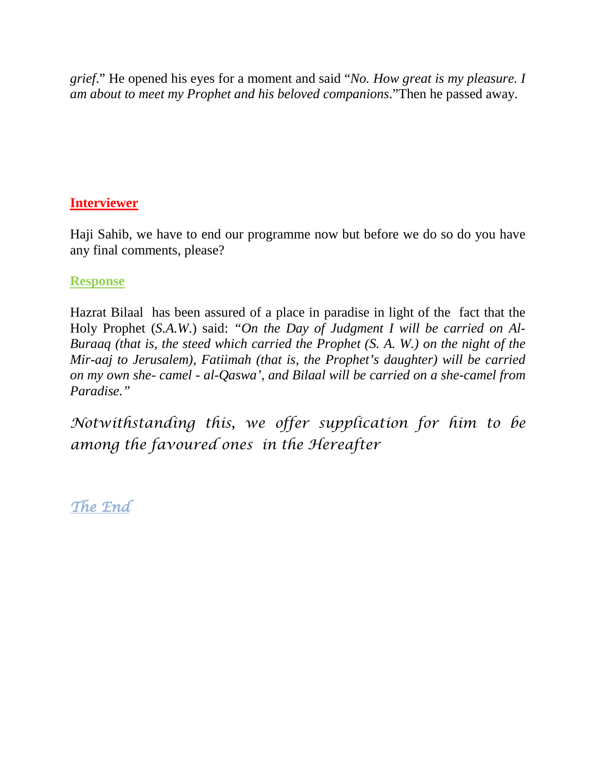*grief*." He opened his eyes for a moment and said "*No. How great is my pleasure. I am about to meet my Prophet and his beloved companions*."Then he passed away.

**Interviewer**

Haji Sahib, we have to end our programme now but before we do so do you have any final comments, please?

**Response**

Hazrat Bilaal has been assured of a place in paradise in light of the fact that the Holy Prophet (*S.A.W.*) said: *"On the Day of Judgment I will be carried on Al-Buraaq (that is, the steed which carried the Prophet (S. A. W.) on the night of the Mir-aaj to Jerusalem), Fatiimah (that is, the Prophet's daughter) will be carried on my own she- camel - al-Qaswa', and Bilaal will be carried on a she-camel from Paradise."*

*Notwithstanding this, we offer supplication for him to be among the favoured ones in the Hereafter*

*The End*